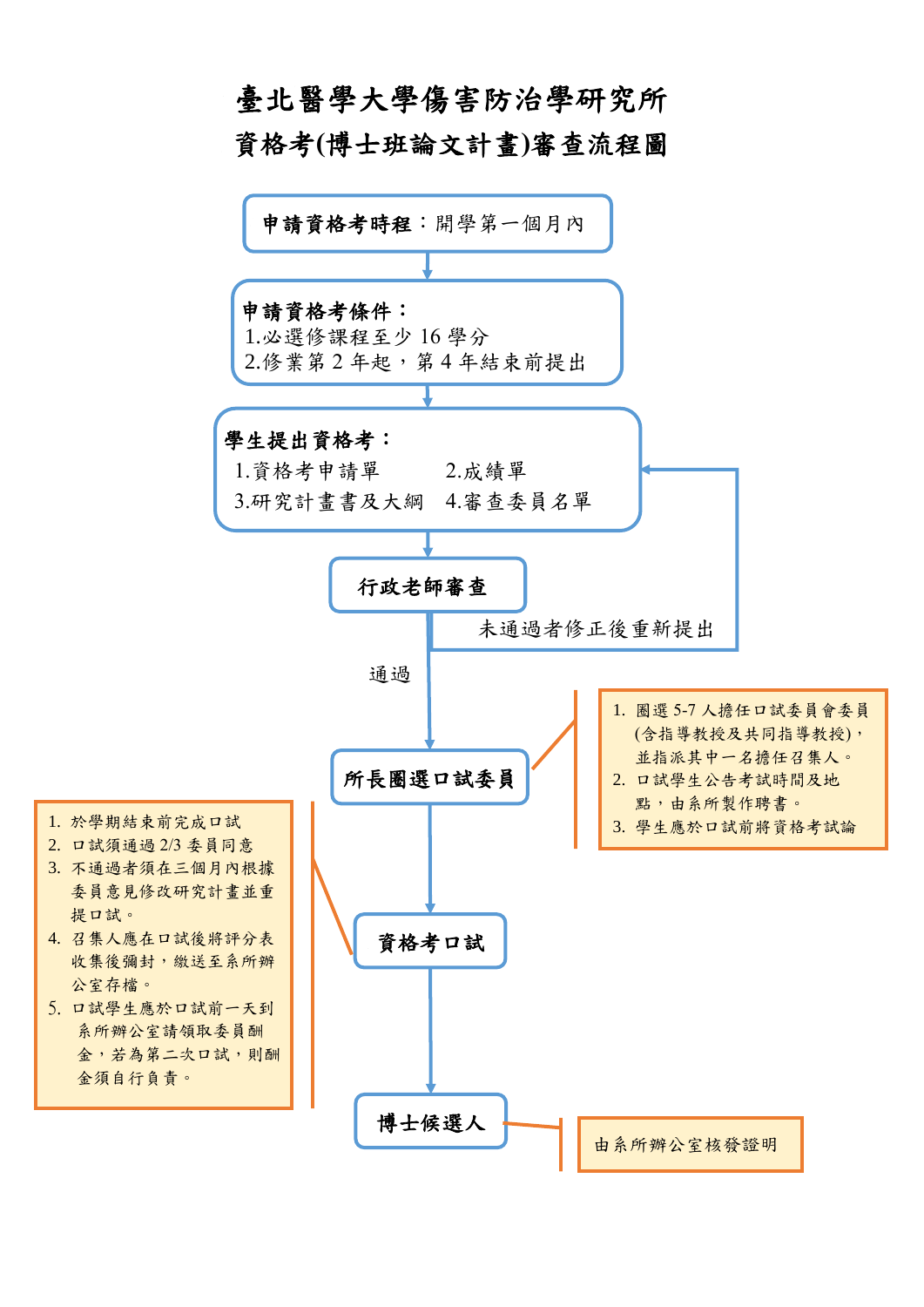# 臺北醫學大學傷害防治學研究所

## 資格考(博士班論文計畫)審查流程圖

**申請資格考時程**：開學第一個月內

↓

**申請資格考條件：**

1.必選修課程至少 16 學分
2.修業第 2 年起，第 4 年結束前提出

↓

**學生提出資格考：**

1.資格考申請單　2.成績單
3.研究計畫書及大綱　4.審查委員名單

↓

**行政老師審查**

未通過者修正後重新提出（返回「學生提出資格考」）

通過 ↓

**所長圈選口試委員**

1. 圈選 5-7 人擔任口試委員會委員(含指導教授及共同指導教授)，並指派其中一名擔任召集人。
2. 口試學生公告考試時間及地點，由系所製作聘書。
3. 學生應於口試前將資格考試論

↓

**資格考口試**

1. 於學期結束前完成口試
2. 口試須通過 2/3 委員同意
3. 不通過者須在三個月內根據委員意見修改研究計畫並重提口試。
4. 召集人應在口試後將評分表收集後彌封，繳送至系所辦公室存檔。
5. 口試學生應於口試前一天到系所辦公室請領取委員酬金，若為第二次口試，則酬金須自行負責。

↓

**博士候選人**

由系所辦公室核發證明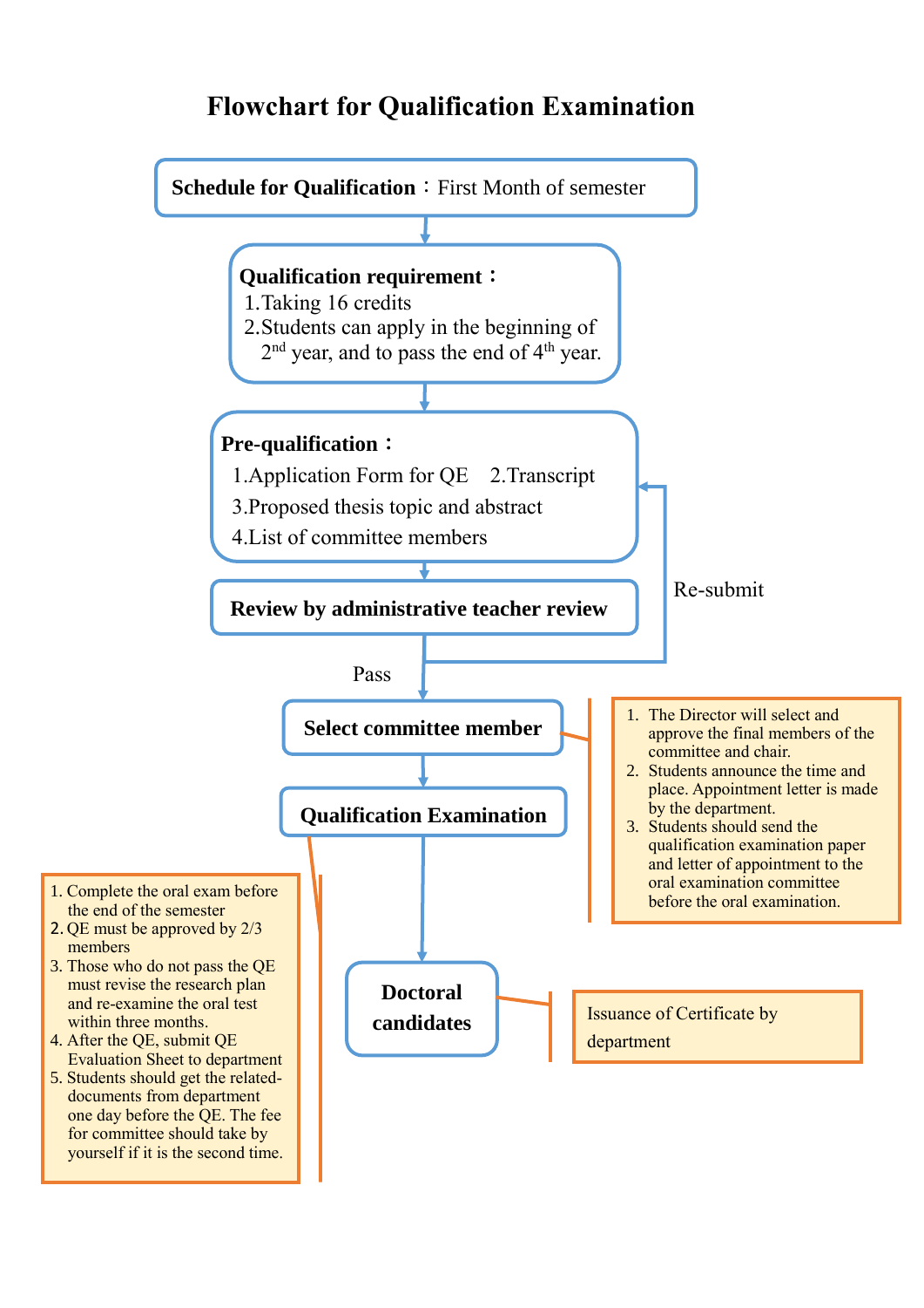# Flowchart for Qualification Examination

**Schedule for Qualification**：First Month of semester

**Qualification requirement**：
1. Taking 16 credits
2. Students can apply in the beginning of 2nd year, and to pass the end of 4th year.

**Pre-qualification**：
1. Application Form for QE
2. Transcript
3. Proposed thesis topic and abstract
4. List of committee members

**Review by administrative teacher review**

Re-submit

Pass

**Select committee member**

1. The Director will select and approve the final members of the committee and chair.
2. Students announce the time and place. Appointment letter is made by the department.
3. Students should send the qualification examination paper and letter of appointment to the oral examination committee before the oral examination.

**Qualification Examination**

1. Complete the oral exam before the end of the semester
2. QE must be approved by 2/3 members
3. Those who do not pass the QE must revise the research plan and re-examine the oral test within three months.
4. After the QE, submit QE Evaluation Sheet to department
5. Students should get the related-documents from department one day before the QE. The fee for committee should take by yourself if it is the second time.

**Doctoral candidates**

Issuance of Certificate by department